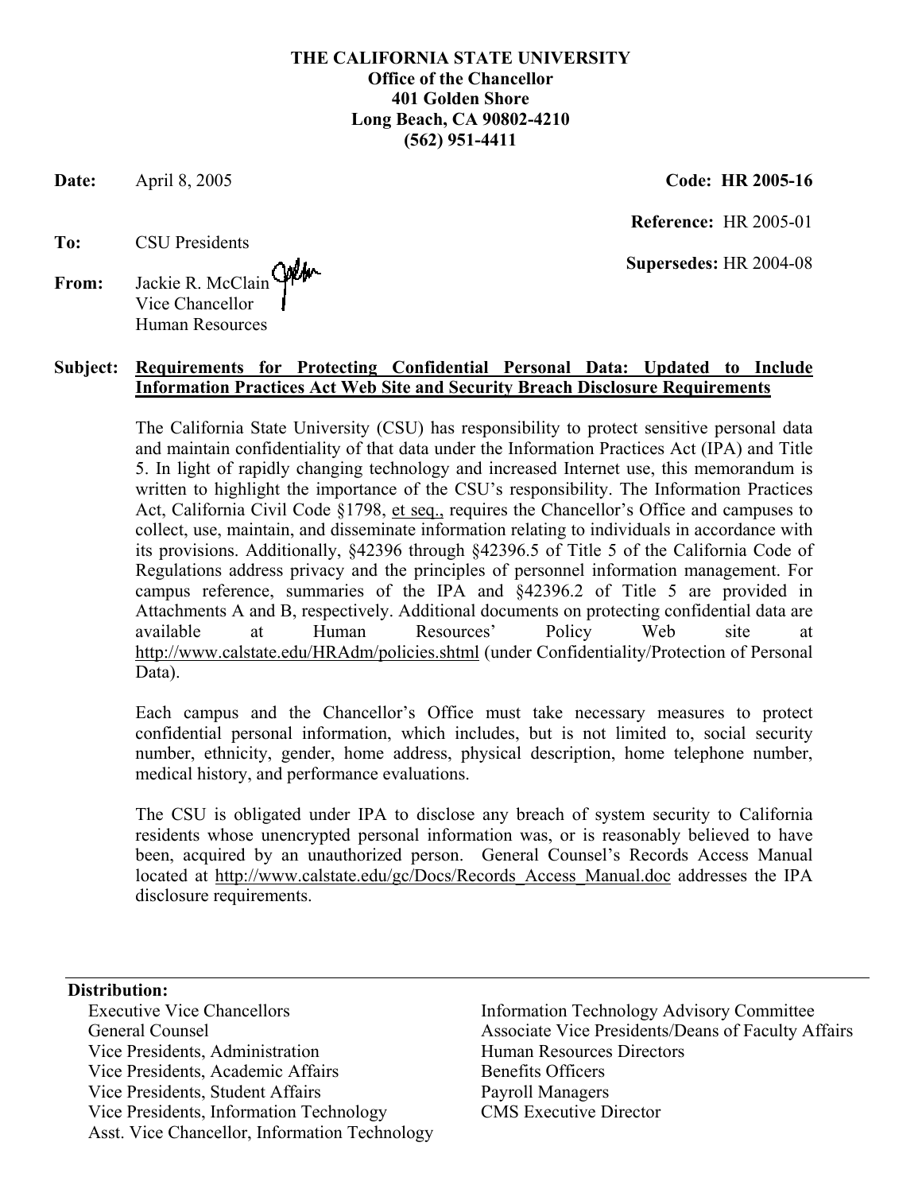**THE CALIFORNIA STATE UNIVERSITY**
**Office of the Chancellor**
**401 Golden Shore**
**Long Beach, CA 90802-4210**
**(562) 951-4411**

**Date:** April 8, 2005

**Code: HR 2005-16**

**Reference:** HR 2005-01

**Supersedes:** HR 2004-08

**To:** CSU Presidents

**From:** Jackie R. McClain
Vice Chancellor
Human Resources

**Subject: Requirements for Protecting Confidential Personal Data: Updated to Include Information Practices Act Web Site and Security Breach Disclosure Requirements**

The California State University (CSU) has responsibility to protect sensitive personal data and maintain confidentiality of that data under the Information Practices Act (IPA) and Title 5. In light of rapidly changing technology and increased Internet use, this memorandum is written to highlight the importance of the CSU's responsibility. The Information Practices Act, California Civil Code §1798, et seq., requires the Chancellor's Office and campuses to collect, use, maintain, and disseminate information relating to individuals in accordance with its provisions. Additionally, §42396 through §42396.5 of Title 5 of the California Code of Regulations address privacy and the principles of personnel information management. For campus reference, summaries of the IPA and §42396.2 of Title 5 are provided in Attachments A and B, respectively. Additional documents on protecting confidential data are available at Human Resources' Policy Web site at http://www.calstate.edu/HRAdm/policies.shtml (under Confidentiality/Protection of Personal Data).

Each campus and the Chancellor's Office must take necessary measures to protect confidential personal information, which includes, but is not limited to, social security number, ethnicity, gender, home address, physical description, home telephone number, medical history, and performance evaluations.

The CSU is obligated under IPA to disclose any breach of system security to California residents whose unencrypted personal information was, or is reasonably believed to have been, acquired by an unauthorized person. General Counsel's Records Access Manual located at http://www.calstate.edu/gc/Docs/Records_Access_Manual.doc addresses the IPA disclosure requirements.

---

**Distribution:**

- Executive Vice Chancellors
- General Counsel
- Vice Presidents, Administration
- Vice Presidents, Academic Affairs
- Vice Presidents, Student Affairs
- Vice Presidents, Information Technology
- Asst. Vice Chancellor, Information Technology
- Information Technology Advisory Committee
- Associate Vice Presidents/Deans of Faculty Affairs
- Human Resources Directors
- Benefits Officers
- Payroll Managers
- CMS Executive Director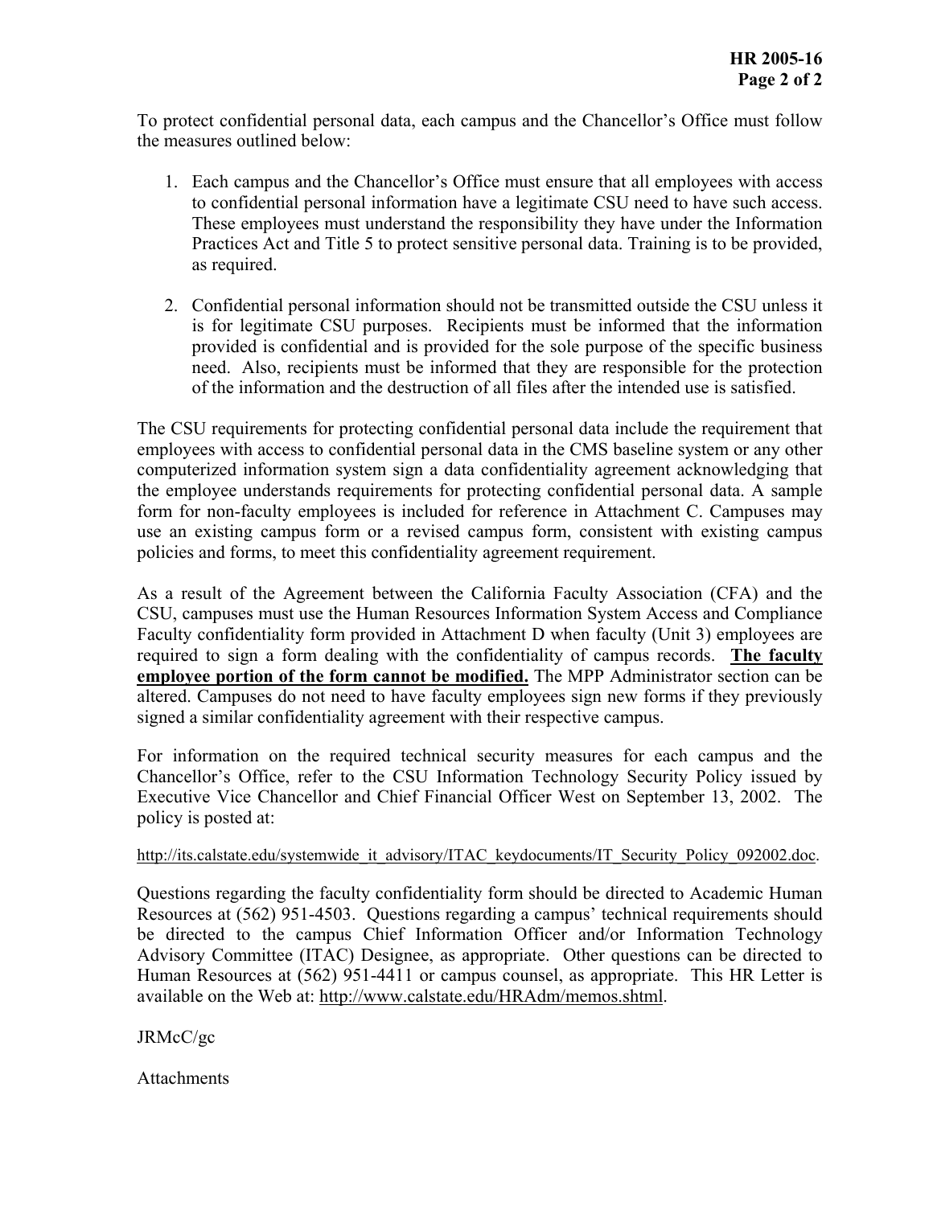To protect confidential personal data, each campus and the Chancellor's Office must follow the measures outlined below:

1. Each campus and the Chancellor's Office must ensure that all employees with access to confidential personal information have a legitimate CSU need to have such access. These employees must understand the responsibility they have under the Information Practices Act and Title 5 to protect sensitive personal data. Training is to be provided, as required.

2. Confidential personal information should not be transmitted outside the CSU unless it is for legitimate CSU purposes. Recipients must be informed that the information provided is confidential and is provided for the sole purpose of the specific business need. Also, recipients must be informed that they are responsible for the protection of the information and the destruction of all files after the intended use is satisfied.

The CSU requirements for protecting confidential personal data include the requirement that employees with access to confidential personal data in the CMS baseline system or any other computerized information system sign a data confidentiality agreement acknowledging that the employee understands requirements for protecting confidential personal data. A sample form for non-faculty employees is included for reference in Attachment C. Campuses may use an existing campus form or a revised campus form, consistent with existing campus policies and forms, to meet this confidentiality agreement requirement.

As a result of the Agreement between the California Faculty Association (CFA) and the CSU, campuses must use the Human Resources Information System Access and Compliance Faculty confidentiality form provided in Attachment D when faculty (Unit 3) employees are required to sign a form dealing with the confidentiality of campus records. **The faculty employee portion of the form cannot be modified.** The MPP Administrator section can be altered. Campuses do not need to have faculty employees sign new forms if they previously signed a similar confidentiality agreement with their respective campus.

For information on the required technical security measures for each campus and the Chancellor's Office, refer to the CSU Information Technology Security Policy issued by Executive Vice Chancellor and Chief Financial Officer West on September 13, 2002. The policy is posted at:

http://its.calstate.edu/systemwide_it_advisory/ITAC_keydocuments/IT_Security_Policy_092002.doc.

Questions regarding the faculty confidentiality form should be directed to Academic Human Resources at (562) 951-4503. Questions regarding a campus' technical requirements should be directed to the campus Chief Information Officer and/or Information Technology Advisory Committee (ITAC) Designee, as appropriate. Other questions can be directed to Human Resources at (562) 951-4411 or campus counsel, as appropriate. This HR Letter is available on the Web at: http://www.calstate.edu/HRAdm/memos.shtml.

JRMcC/gc

Attachments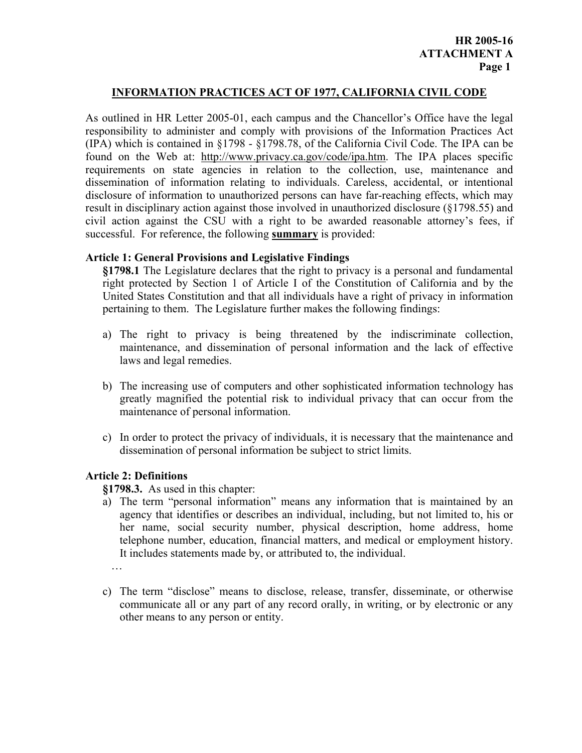## INFORMATION PRACTICES ACT OF 1977, CALIFORNIA CIVIL CODE

As outlined in HR Letter 2005-01, each campus and the Chancellor's Office have the legal responsibility to administer and comply with provisions of the Information Practices Act (IPA) which is contained in §1798 - §1798.78, of the California Civil Code. The IPA can be found on the Web at: http://www.privacy.ca.gov/code/ipa.htm. The IPA places specific requirements on state agencies in relation to the collection, use, maintenance and dissemination of information relating to individuals. Careless, accidental, or intentional disclosure of information to unauthorized persons can have far-reaching effects, which may result in disciplinary action against those involved in unauthorized disclosure (§1798.55) and civil action against the CSU with a right to be awarded reasonable attorney's fees, if successful. For reference, the following **summary** is provided:

### Article 1: General Provisions and Legislative Findings

**§1798.1** The Legislature declares that the right to privacy is a personal and fundamental right protected by Section 1 of Article I of the Constitution of California and by the United States Constitution and that all individuals have a right of privacy in information pertaining to them. The Legislature further makes the following findings:

a) The right to privacy is being threatened by the indiscriminate collection, maintenance, and dissemination of personal information and the lack of effective laws and legal remedies.

b) The increasing use of computers and other sophisticated information technology has greatly magnified the potential risk to individual privacy that can occur from the maintenance of personal information.

c) In order to protect the privacy of individuals, it is necessary that the maintenance and dissemination of personal information be subject to strict limits.

### Article 2: Definitions

**§1798.3.** As used in this chapter:

a) The term "personal information" means any information that is maintained by an agency that identifies or describes an individual, including, but not limited to, his or her name, social security number, physical description, home address, home telephone number, education, financial matters, and medical or employment history. It includes statements made by, or attributed to, the individual.

…

c) The term "disclose" means to disclose, release, transfer, disseminate, or otherwise communicate all or any part of any record orally, in writing, or by electronic or any other means to any person or entity.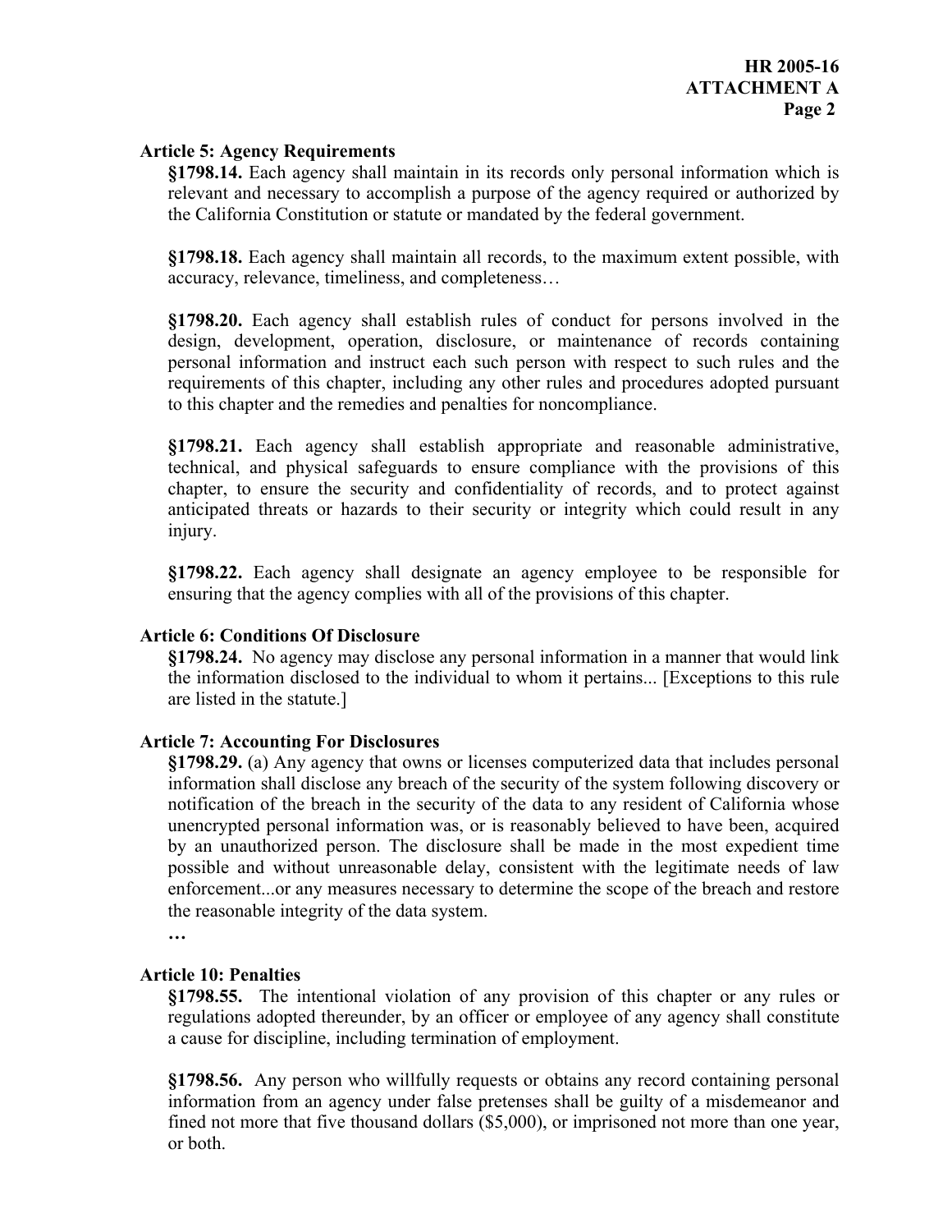### Article 5: Agency Requirements

**§1798.14.** Each agency shall maintain in its records only personal information which is relevant and necessary to accomplish a purpose of the agency required or authorized by the California Constitution or statute or mandated by the federal government.

**§1798.18.** Each agency shall maintain all records, to the maximum extent possible, with accuracy, relevance, timeliness, and completeness…

**§1798.20.** Each agency shall establish rules of conduct for persons involved in the design, development, operation, disclosure, or maintenance of records containing personal information and instruct each such person with respect to such rules and the requirements of this chapter, including any other rules and procedures adopted pursuant to this chapter and the remedies and penalties for noncompliance.

**§1798.21.** Each agency shall establish appropriate and reasonable administrative, technical, and physical safeguards to ensure compliance with the provisions of this chapter, to ensure the security and confidentiality of records, and to protect against anticipated threats or hazards to their security or integrity which could result in any injury.

**§1798.22.** Each agency shall designate an agency employee to be responsible for ensuring that the agency complies with all of the provisions of this chapter.

### Article 6: Conditions Of Disclosure

**§1798.24.** No agency may disclose any personal information in a manner that would link the information disclosed to the individual to whom it pertains... [Exceptions to this rule are listed in the statute.]

### Article 7: Accounting For Disclosures

**§1798.29.** (a) Any agency that owns or licenses computerized data that includes personal information shall disclose any breach of the security of the system following discovery or notification of the breach in the security of the data to any resident of California whose unencrypted personal information was, or is reasonably believed to have been, acquired by an unauthorized person. The disclosure shall be made in the most expedient time possible and without unreasonable delay, consistent with the legitimate needs of law enforcement...or any measures necessary to determine the scope of the breach and restore the reasonable integrity of the data system.

**…**

### Article 10: Penalties

**§1798.55.** The intentional violation of any provision of this chapter or any rules or regulations adopted thereunder, by an officer or employee of any agency shall constitute a cause for discipline, including termination of employment.

**§1798.56.** Any person who willfully requests or obtains any record containing personal information from an agency under false pretenses shall be guilty of a misdemeanor and fined not more that five thousand dollars ($5,000), or imprisoned not more than one year, or both.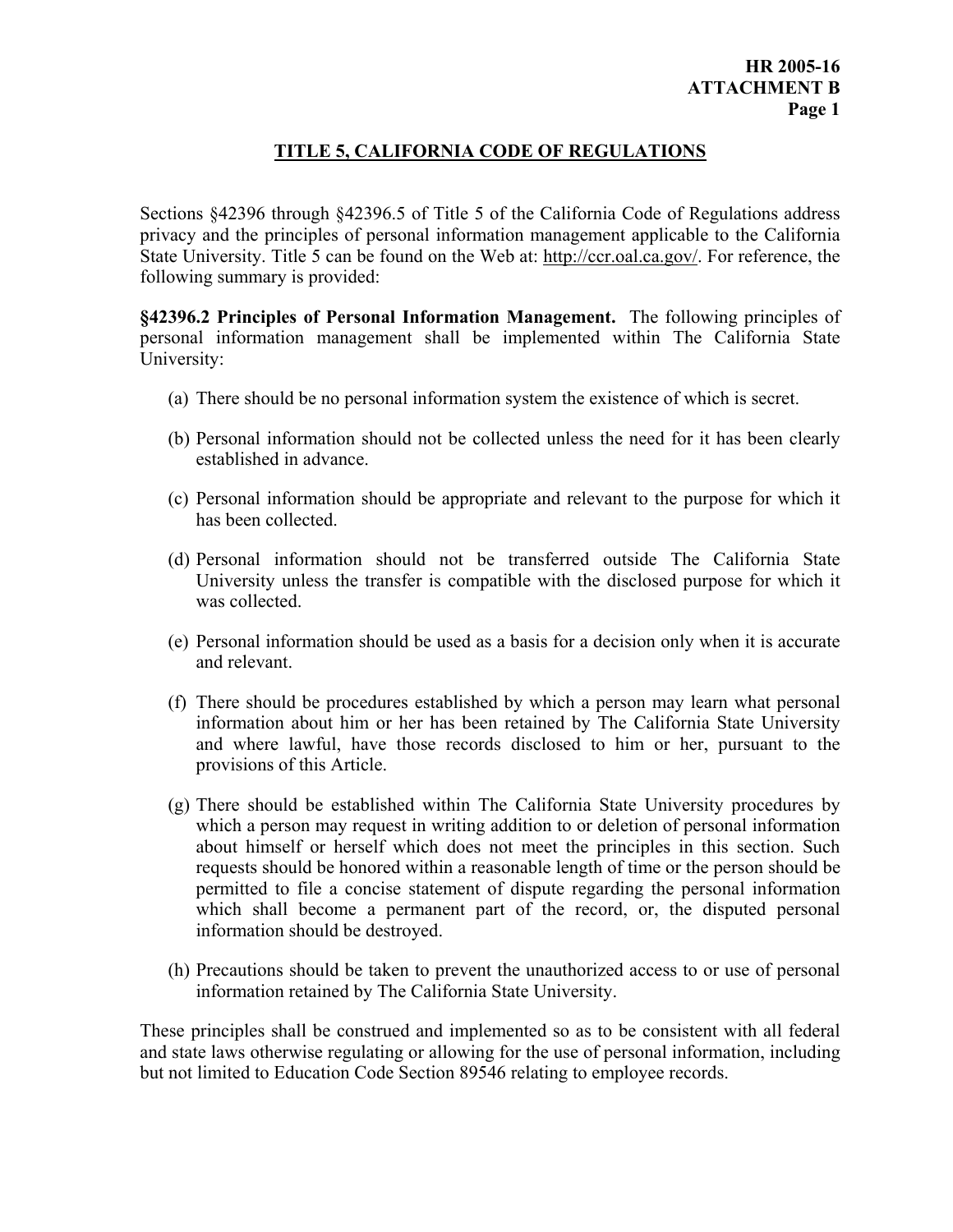## TITLE 5, CALIFORNIA CODE OF REGULATIONS

Sections §42396 through §42396.5 of Title 5 of the California Code of Regulations address privacy and the principles of personal information management applicable to the California State University. Title 5 can be found on the Web at: http://ccr.oal.ca.gov/. For reference, the following summary is provided:

**§42396.2 Principles of Personal Information Management.** The following principles of personal information management shall be implemented within The California State University:

(a) There should be no personal information system the existence of which is secret.

(b) Personal information should not be collected unless the need for it has been clearly established in advance.

(c) Personal information should be appropriate and relevant to the purpose for which it has been collected.

(d) Personal information should not be transferred outside The California State University unless the transfer is compatible with the disclosed purpose for which it was collected.

(e) Personal information should be used as a basis for a decision only when it is accurate and relevant.

(f) There should be procedures established by which a person may learn what personal information about him or her has been retained by The California State University and where lawful, have those records disclosed to him or her, pursuant to the provisions of this Article.

(g) There should be established within The California State University procedures by which a person may request in writing addition to or deletion of personal information about himself or herself which does not meet the principles in this section. Such requests should be honored within a reasonable length of time or the person should be permitted to file a concise statement of dispute regarding the personal information which shall become a permanent part of the record, or, the disputed personal information should be destroyed.

(h) Precautions should be taken to prevent the unauthorized access to or use of personal information retained by The California State University.

These principles shall be construed and implemented so as to be consistent with all federal and state laws otherwise regulating or allowing for the use of personal information, including but not limited to Education Code Section 89546 relating to employee records.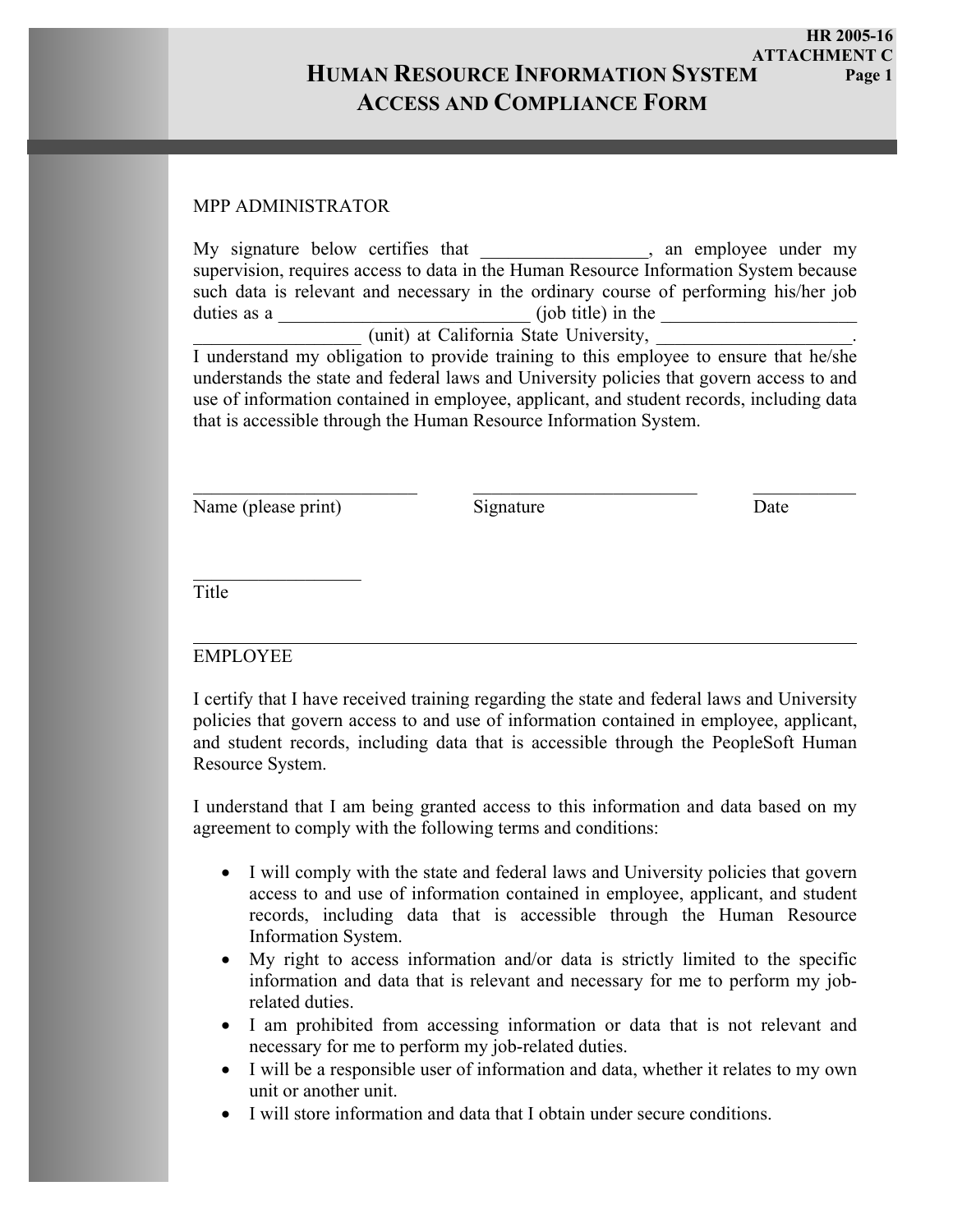HR 2005-16
ATTACHMENT C

# HUMAN RESOURCE INFORMATION SYSTEM ACCESS AND COMPLIANCE FORM

MPP ADMINISTRATOR

My signature below certifies that __________________, an employee under my supervision, requires access to data in the Human Resource Information System because such data is relevant and necessary in the ordinary course of performing his/her job duties as a ____________________________ (job title) in the ______________________ __________________ (unit) at California State University, ______________________. I understand my obligation to provide training to this employee to ensure that he/she understands the state and federal laws and University policies that govern access to and use of information contained in employee, applicant, and student records, including data that is accessible through the Human Resource Information System.

_________________________ &nbsp;&nbsp;&nbsp;&nbsp; _________________________ &nbsp;&nbsp;&nbsp;&nbsp; ___________
Name (please print) &nbsp;&nbsp;&nbsp;&nbsp; Signature &nbsp;&nbsp;&nbsp;&nbsp; Date

___________________
Title

---

EMPLOYEE

I certify that I have received training regarding the state and federal laws and University policies that govern access to and use of information contained in employee, applicant, and student records, including data that is accessible through the PeopleSoft Human Resource System.

I understand that I am being granted access to this information and data based on my agreement to comply with the following terms and conditions:

- I will comply with the state and federal laws and University policies that govern access to and use of information contained in employee, applicant, and student records, including data that is accessible through the Human Resource Information System.
- My right to access information and/or data is strictly limited to the specific information and data that is relevant and necessary for me to perform my job-related duties.
- I am prohibited from accessing information or data that is not relevant and necessary for me to perform my job-related duties.
- I will be a responsible user of information and data, whether it relates to my own unit or another unit.
- I will store information and data that I obtain under secure conditions.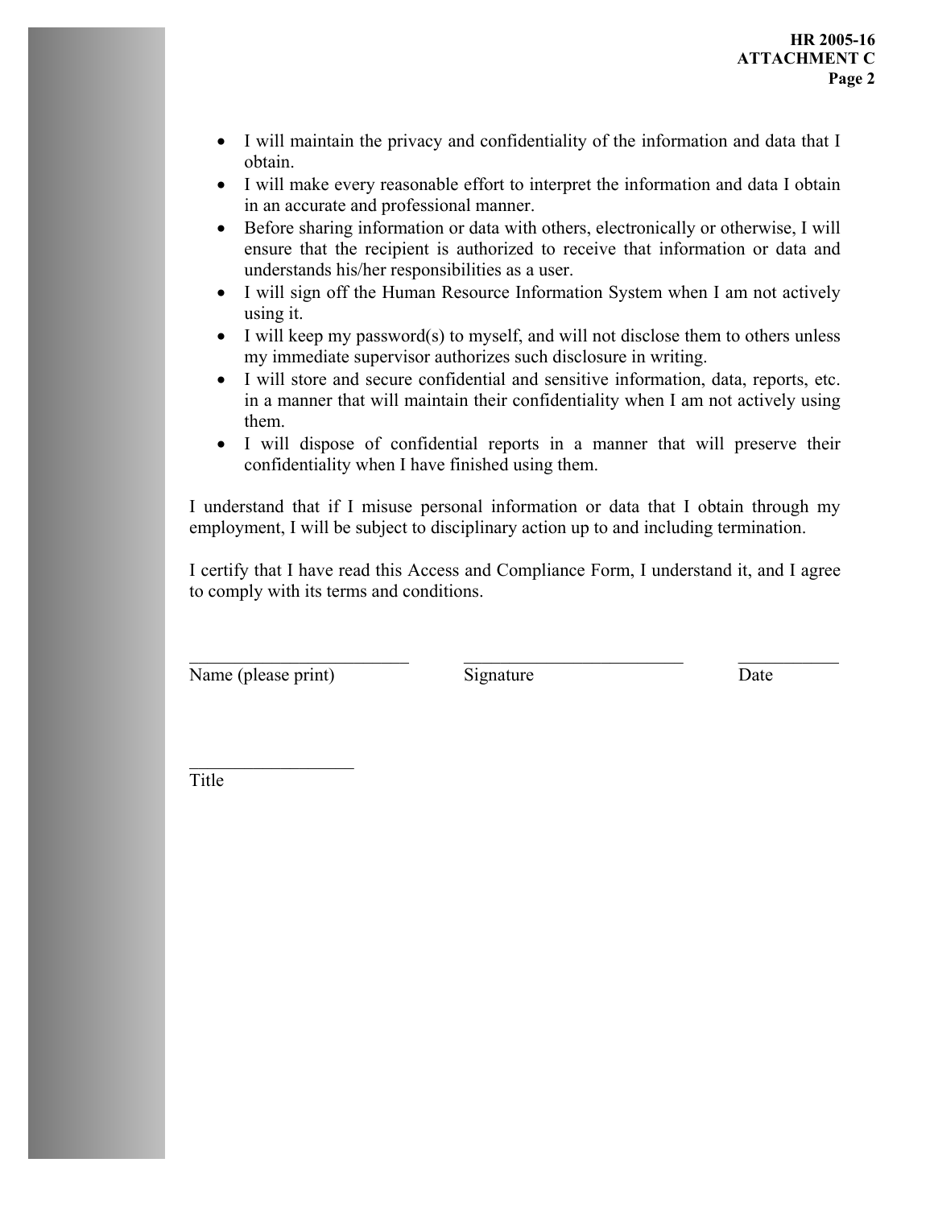- I will maintain the privacy and confidentiality of the information and data that I obtain.
- I will make every reasonable effort to interpret the information and data I obtain in an accurate and professional manner.
- Before sharing information or data with others, electronically or otherwise, I will ensure that the recipient is authorized to receive that information or data and understands his/her responsibilities as a user.
- I will sign off the Human Resource Information System when I am not actively using it.
- I will keep my password(s) to myself, and will not disclose them to others unless my immediate supervisor authorizes such disclosure in writing.
- I will store and secure confidential and sensitive information, data, reports, etc. in a manner that will maintain their confidentiality when I am not actively using them.
- I will dispose of confidential reports in a manner that will preserve their confidentiality when I have finished using them.

I understand that if I misuse personal information or data that I obtain through my employment, I will be subject to disciplinary action up to and including termination.

I certify that I have read this Access and Compliance Form, I understand it, and I agree to comply with its terms and conditions.

\_\_\_\_\_\_\_\_\_\_\_\_\_\_\_\_\_\_\_\_\_\_\_\_\_ \_\_\_\_\_\_\_\_\_\_\_\_\_\_\_\_\_\_\_\_\_\_\_\_\_ \_\_\_\_\_\_\_\_\_\_\_

Name (please print) Signature Date

\_\_\_\_\_\_\_\_\_\_\_\_\_\_\_\_\_\_\_

Title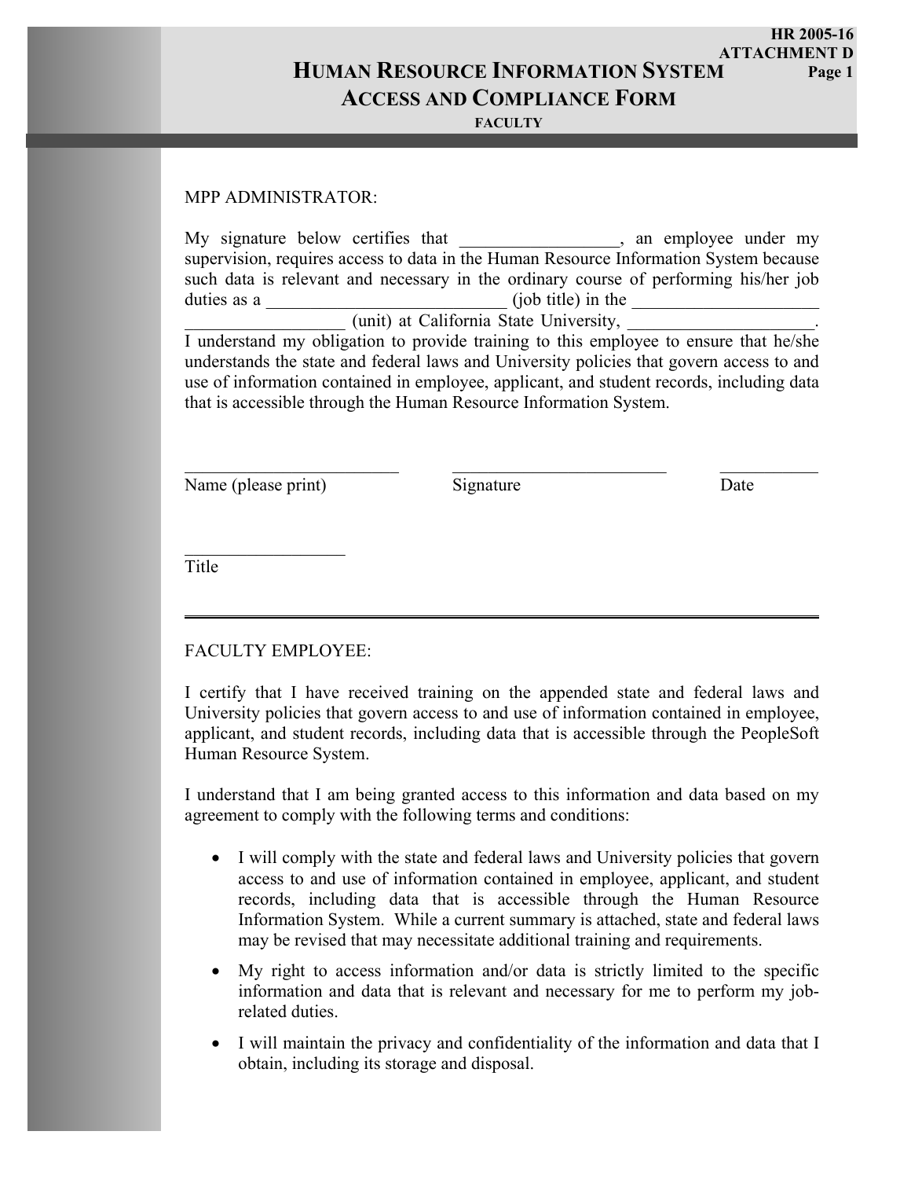HR 2005-16
ATTACHMENT D
Page 1

# Human Resource Information System Access and Compliance Form

**FACULTY**

MPP ADMINISTRATOR:

My signature below certifies that __________________, an employee under my supervision, requires access to data in the Human Resource Information System because such data is relevant and necessary in the ordinary course of performing his/her job duties as a ___________________________ (job title) in the _____________________ __________________ (unit) at California State University, _____________________. I understand my obligation to provide training to this employee to ensure that he/she understands the state and federal laws and University policies that govern access to and use of information contained in employee, applicant, and student records, including data that is accessible through the Human Resource Information System.

_________________________ _________________________ ___________
Name (please print) Signature Date

__________________
Title

---

FACULTY EMPLOYEE:

I certify that I have received training on the appended state and federal laws and University policies that govern access to and use of information contained in employee, applicant, and student records, including data that is accessible through the PeopleSoft Human Resource System.

I understand that I am being granted access to this information and data based on my agreement to comply with the following terms and conditions:

- I will comply with the state and federal laws and University policies that govern access to and use of information contained in employee, applicant, and student records, including data that is accessible through the Human Resource Information System. While a current summary is attached, state and federal laws may be revised that may necessitate additional training and requirements.
- My right to access information and/or data is strictly limited to the specific information and data that is relevant and necessary for me to perform my job-related duties.
- I will maintain the privacy and confidentiality of the information and data that I obtain, including its storage and disposal.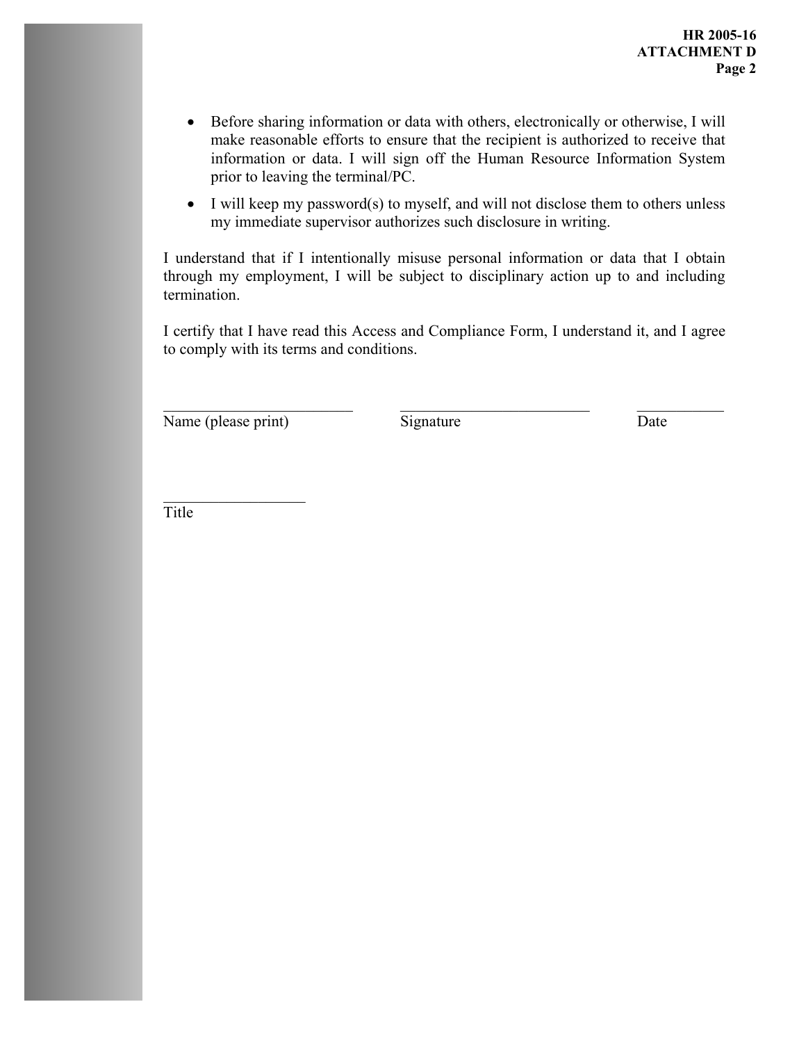- Before sharing information or data with others, electronically or otherwise, I will make reasonable efforts to ensure that the recipient is authorized to receive that information or data. I will sign off the Human Resource Information System prior to leaving the terminal/PC.
- I will keep my password(s) to myself, and will not disclose them to others unless my immediate supervisor authorizes such disclosure in writing.

I understand that if I intentionally misuse personal information or data that I obtain through my employment, I will be subject to disciplinary action up to and including termination.

I certify that I have read this Access and Compliance Form, I understand it, and I agree to comply with its terms and conditions.

_________________________ _________________________ ___________

Name (please print) Signature Date

__________________

Title